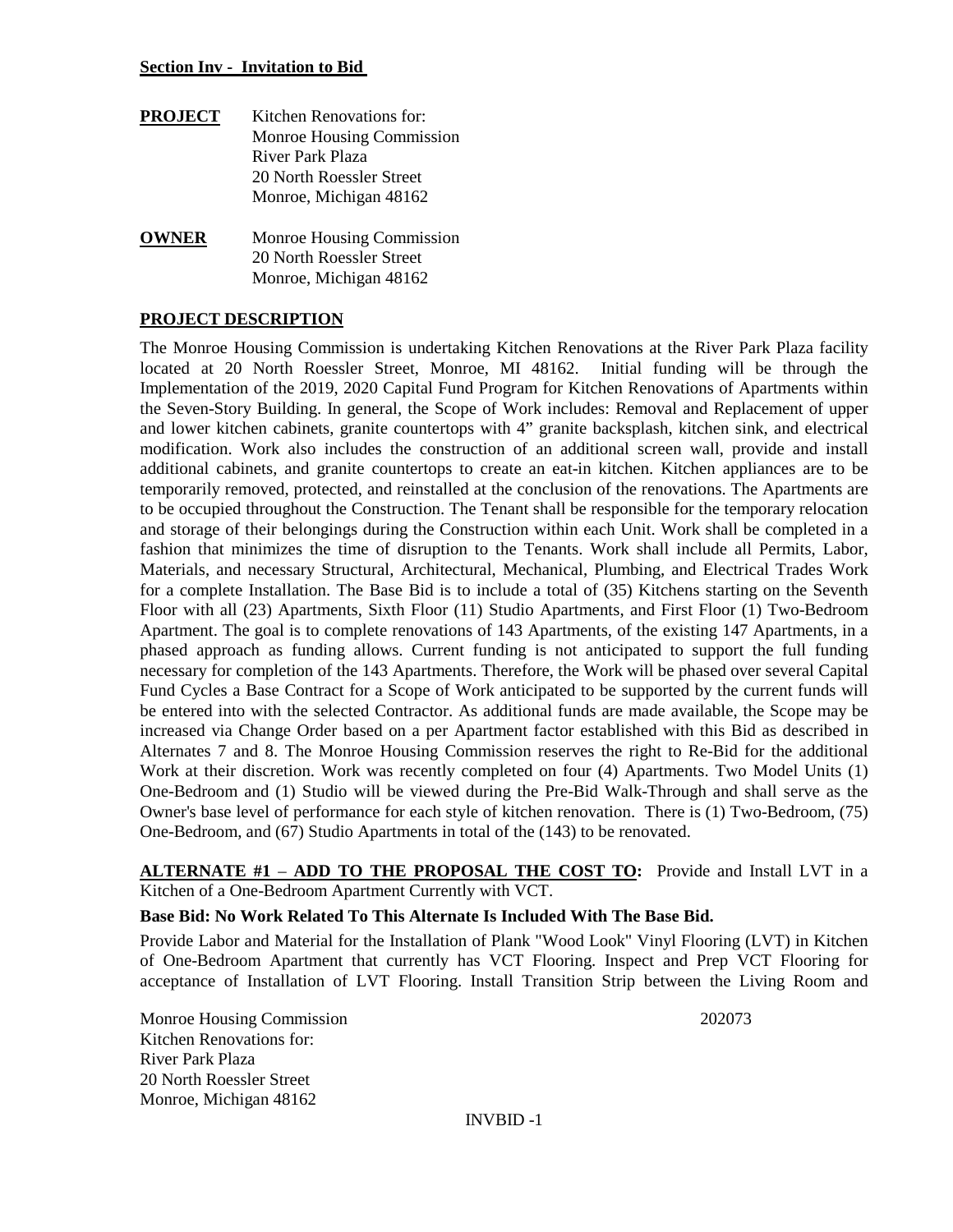**Section Inv - Invitation to Bid**

**PROJECT** Kitchen Renovations for:
Monroe Housing Commission
River Park Plaza
20 North Roessler Street
Monroe, Michigan 48162

**OWNER** Monroe Housing Commission
20 North Roessler Street
Monroe, Michigan 48162

**PROJECT DESCRIPTION**

The Monroe Housing Commission is undertaking Kitchen Renovations at the River Park Plaza facility located at 20 North Roessler Street, Monroe, MI 48162. Initial funding will be through the Implementation of the 2019, 2020 Capital Fund Program for Kitchen Renovations of Apartments within the Seven-Story Building. In general, the Scope of Work includes: Removal and Replacement of upper and lower kitchen cabinets, granite countertops with 4" granite backsplash, kitchen sink, and electrical modification. Work also includes the construction of an additional screen wall, provide and install additional cabinets, and granite countertops to create an eat-in kitchen. Kitchen appliances are to be temporarily removed, protected, and reinstalled at the conclusion of the renovations. The Apartments are to be occupied throughout the Construction. The Tenant shall be responsible for the temporary relocation and storage of their belongings during the Construction within each Unit. Work shall be completed in a fashion that minimizes the time of disruption to the Tenants. Work shall include all Permits, Labor, Materials, and necessary Structural, Architectural, Mechanical, Plumbing, and Electrical Trades Work for a complete Installation. The Base Bid is to include a total of (35) Kitchens starting on the Seventh Floor with all (23) Apartments, Sixth Floor (11) Studio Apartments, and First Floor (1) Two-Bedroom Apartment. The goal is to complete renovations of 143 Apartments, of the existing 147 Apartments, in a phased approach as funding allows. Current funding is not anticipated to support the full funding necessary for completion of the 143 Apartments. Therefore, the Work will be phased over several Capital Fund Cycles a Base Contract for a Scope of Work anticipated to be supported by the current funds will be entered into with the selected Contractor. As additional funds are made available, the Scope may be increased via Change Order based on a per Apartment factor established with this Bid as described in Alternates 7 and 8. The Monroe Housing Commission reserves the right to Re-Bid for the additional Work at their discretion. Work was recently completed on four (4) Apartments. Two Model Units (1) One-Bedroom and (1) Studio will be viewed during the Pre-Bid Walk-Through and shall serve as the Owner's base level of performance for each style of kitchen renovation. There is (1) Two-Bedroom, (75) One-Bedroom, and (67) Studio Apartments in total of the (143) to be renovated.

**ALTERNATE #1 – ADD TO THE PROPOSAL THE COST TO:** Provide and Install LVT in a Kitchen of a One-Bedroom Apartment Currently with VCT.

**Base Bid: No Work Related To This Alternate Is Included With The Base Bid.**

Provide Labor and Material for the Installation of Plank "Wood Look" Vinyl Flooring (LVT) in Kitchen of One-Bedroom Apartment that currently has VCT Flooring. Inspect and Prep VCT Flooring for acceptance of Installation of LVT Flooring. Install Transition Strip between the Living Room and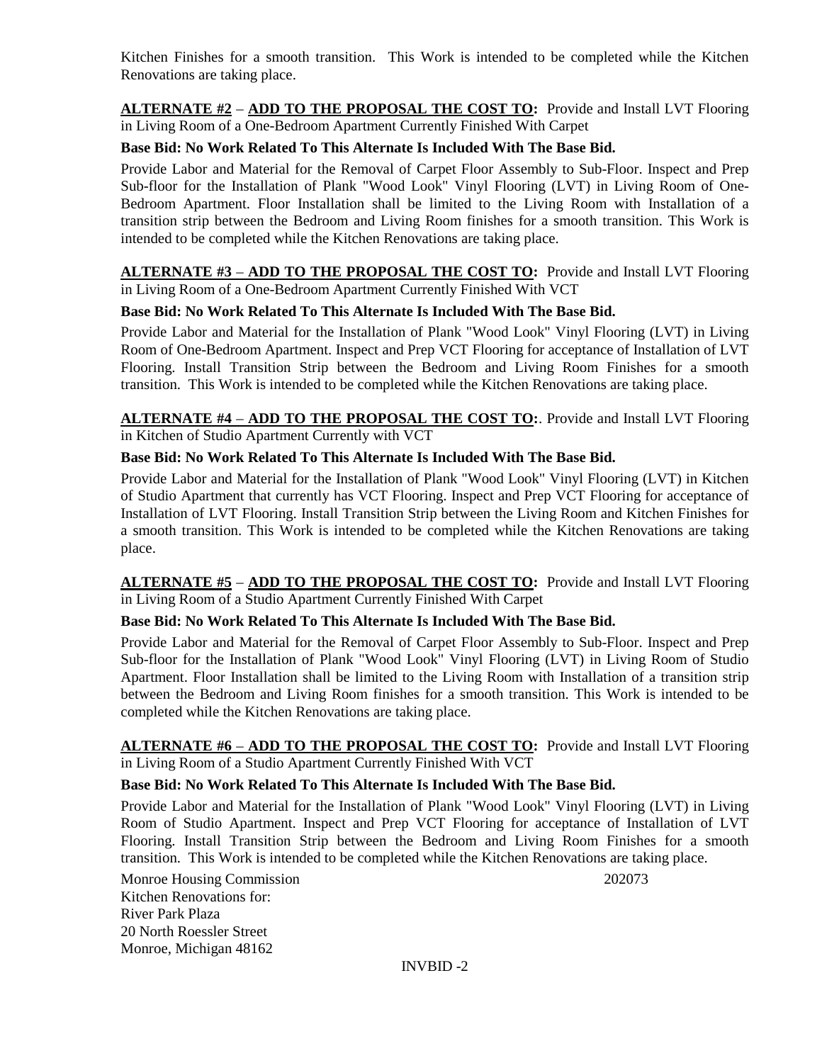Kitchen Finishes for a smooth transition. This Work is intended to be completed while the Kitchen Renovations are taking place.

**<u>ALTERNATE #2</u>** – **<u>ADD TO THE PROPOSAL THE COST TO</u>:** Provide and Install LVT Flooring in Living Room of a One-Bedroom Apartment Currently Finished With Carpet

**Base Bid: No Work Related To This Alternate Is Included With The Base Bid.**

Provide Labor and Material for the Removal of Carpet Floor Assembly to Sub-Floor. Inspect and Prep Sub-floor for the Installation of Plank "Wood Look" Vinyl Flooring (LVT) in Living Room of One-Bedroom Apartment. Floor Installation shall be limited to the Living Room with Installation of a transition strip between the Bedroom and Living Room finishes for a smooth transition. This Work is intended to be completed while the Kitchen Renovations are taking place.

**<u>ALTERNATE #3</u>** – **<u>ADD TO THE PROPOSAL THE COST TO</u>:** Provide and Install LVT Flooring in Living Room of a One-Bedroom Apartment Currently Finished With VCT

**Base Bid: No Work Related To This Alternate Is Included With The Base Bid.**

Provide Labor and Material for the Installation of Plank "Wood Look" Vinyl Flooring (LVT) in Living Room of One-Bedroom Apartment. Inspect and Prep VCT Flooring for acceptance of Installation of LVT Flooring. Install Transition Strip between the Bedroom and Living Room Finishes for a smooth transition. This Work is intended to be completed while the Kitchen Renovations are taking place.

**<u>ALTERNATE #4</u>** – **<u>ADD TO THE PROPOSAL THE COST TO</u>:**. Provide and Install LVT Flooring in Kitchen of Studio Apartment Currently with VCT

**Base Bid: No Work Related To This Alternate Is Included With The Base Bid.**

Provide Labor and Material for the Installation of Plank "Wood Look" Vinyl Flooring (LVT) in Kitchen of Studio Apartment that currently has VCT Flooring. Inspect and Prep VCT Flooring for acceptance of Installation of LVT Flooring. Install Transition Strip between the Living Room and Kitchen Finishes for a smooth transition. This Work is intended to be completed while the Kitchen Renovations are taking place.

**<u>ALTERNATE #5</u>** – **<u>ADD TO THE PROPOSAL THE COST TO</u>:** Provide and Install LVT Flooring in Living Room of a Studio Apartment Currently Finished With Carpet

**Base Bid: No Work Related To This Alternate Is Included With The Base Bid.**

Provide Labor and Material for the Removal of Carpet Floor Assembly to Sub-Floor. Inspect and Prep Sub-floor for the Installation of Plank "Wood Look" Vinyl Flooring (LVT) in Living Room of Studio Apartment. Floor Installation shall be limited to the Living Room with Installation of a transition strip between the Bedroom and Living Room finishes for a smooth transition. This Work is intended to be completed while the Kitchen Renovations are taking place.

**<u>ALTERNATE #6</u>** – **<u>ADD TO THE PROPOSAL THE COST TO</u>:** Provide and Install LVT Flooring in Living Room of a Studio Apartment Currently Finished With VCT

**Base Bid: No Work Related To This Alternate Is Included With The Base Bid.**

Provide Labor and Material for the Installation of Plank "Wood Look" Vinyl Flooring (LVT) in Living Room of Studio Apartment. Inspect and Prep VCT Flooring for acceptance of Installation of LVT Flooring. Install Transition Strip between the Bedroom and Living Room Finishes for a smooth transition. This Work is intended to be completed while the Kitchen Renovations are taking place.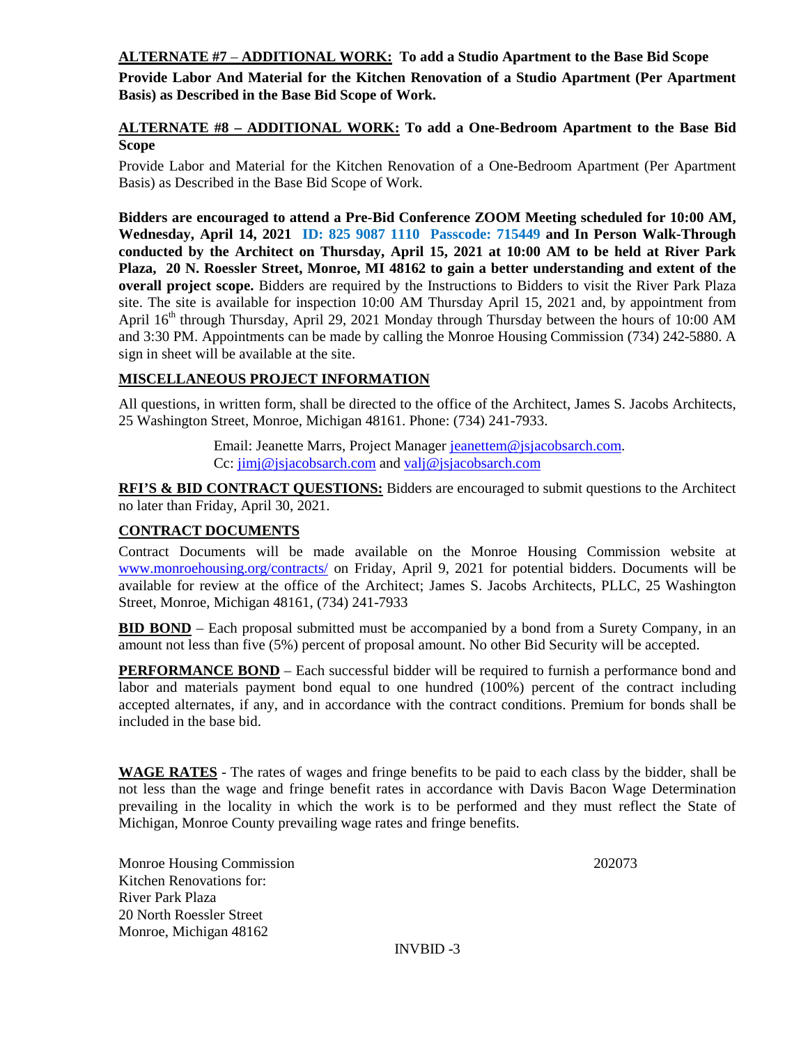**ALTERNATE #7 – ADDITIONAL WORK: To add a Studio Apartment to the Base Bid Scope**

**Provide Labor And Material for the Kitchen Renovation of a Studio Apartment (Per Apartment Basis) as Described in the Base Bid Scope of Work.**

**ALTERNATE #8 – ADDITIONAL WORK: To add a One-Bedroom Apartment to the Base Bid Scope**

Provide Labor and Material for the Kitchen Renovation of a One-Bedroom Apartment (Per Apartment Basis) as Described in the Base Bid Scope of Work.

**Bidders are encouraged to attend a Pre-Bid Conference ZOOM Meeting scheduled for 10:00 AM, Wednesday, April 14, 2021 ID: 825 9087 1110 Passcode: 715449 and In Person Walk-Through conducted by the Architect on Thursday, April 15, 2021 at 10:00 AM to be held at River Park Plaza, 20 N. Roessler Street, Monroe, MI 48162 to gain a better understanding and extent of the overall project scope.** Bidders are required by the Instructions to Bidders to visit the River Park Plaza site. The site is available for inspection 10:00 AM Thursday April 15, 2021 and, by appointment from April 16th through Thursday, April 29, 2021 Monday through Thursday between the hours of 10:00 AM and 3:30 PM. Appointments can be made by calling the Monroe Housing Commission (734) 242-5880. A sign in sheet will be available at the site.

**MISCELLANEOUS PROJECT INFORMATION**

All questions, in written form, shall be directed to the office of the Architect, James S. Jacobs Architects, 25 Washington Street, Monroe, Michigan 48161. Phone: (734) 241-7933.

Email: Jeanette Marrs, Project Manager jeanettem@jsjacobsarch.com.
Cc: jimj@jsjacobsarch.com and valj@jsjacobsarch.com

**RFI'S & BID CONTRACT QUESTIONS:** Bidders are encouraged to submit questions to the Architect no later than Friday, April 30, 2021.

**CONTRACT DOCUMENTS**

Contract Documents will be made available on the Monroe Housing Commission website at www.monroehousing.org/contracts/ on Friday, April 9, 2021 for potential bidders. Documents will be available for review at the office of the Architect; James S. Jacobs Architects, PLLC, 25 Washington Street, Monroe, Michigan 48161, (734) 241-7933

**BID BOND** – Each proposal submitted must be accompanied by a bond from a Surety Company, in an amount not less than five (5%) percent of proposal amount. No other Bid Security will be accepted.

**PERFORMANCE BOND** – Each successful bidder will be required to furnish a performance bond and labor and materials payment bond equal to one hundred (100%) percent of the contract including accepted alternates, if any, and in accordance with the contract conditions. Premium for bonds shall be included in the base bid.

**WAGE RATES** - The rates of wages and fringe benefits to be paid to each class by the bidder, shall be not less than the wage and fringe benefit rates in accordance with Davis Bacon Wage Determination prevailing in the locality in which the work is to be performed and they must reflect the State of Michigan, Monroe County prevailing wage rates and fringe benefits.

Monroe Housing Commission 202073
Kitchen Renovations for:
River Park Plaza
20 North Roessler Street
Monroe, Michigan 48162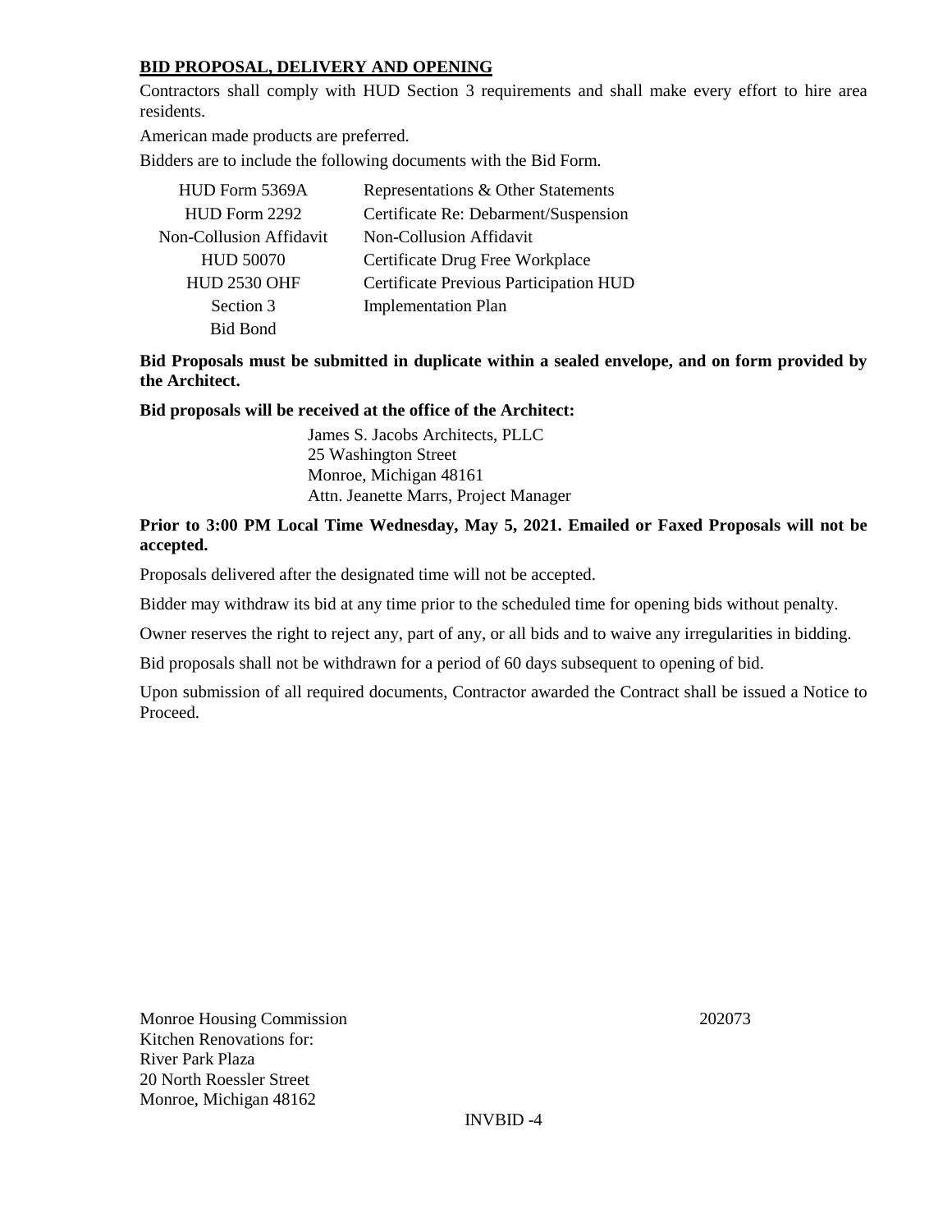**BID PROPOSAL, DELIVERY AND OPENING**

Contractors shall comply with HUD Section 3 requirements and shall make every effort to hire area residents.

American made products are preferred.

Bidders are to include the following documents with the Bid Form.

| | |
|---|---|
| HUD Form 5369A | Representations & Other Statements |
| HUD Form 2292 | Certificate Re: Debarment/Suspension |
| Non-Collusion Affidavit | Non-Collusion Affidavit |
| HUD 50070 | Certificate Drug Free Workplace |
| HUD 2530 OHF | Certificate Previous Participation HUD |
| Section 3 | Implementation Plan |
| Bid Bond | |

**Bid Proposals must be submitted in duplicate within a sealed envelope, and on form provided by the Architect.**

**Bid proposals will be received at the office of the Architect:**

James S. Jacobs Architects, PLLC
25 Washington Street
Monroe, Michigan 48161
Attn. Jeanette Marrs, Project Manager

**Prior to 3:00 PM Local Time Wednesday, May 5, 2021. Emailed or Faxed Proposals will not be accepted.**

Proposals delivered after the designated time will not be accepted.

Bidder may withdraw its bid at any time prior to the scheduled time for opening bids without penalty.

Owner reserves the right to reject any, part of any, or all bids and to waive any irregularities in bidding.

Bid proposals shall not be withdrawn for a period of 60 days subsequent to opening of bid.

Upon submission of all required documents, Contractor awarded the Contract shall be issued a Notice to Proceed.